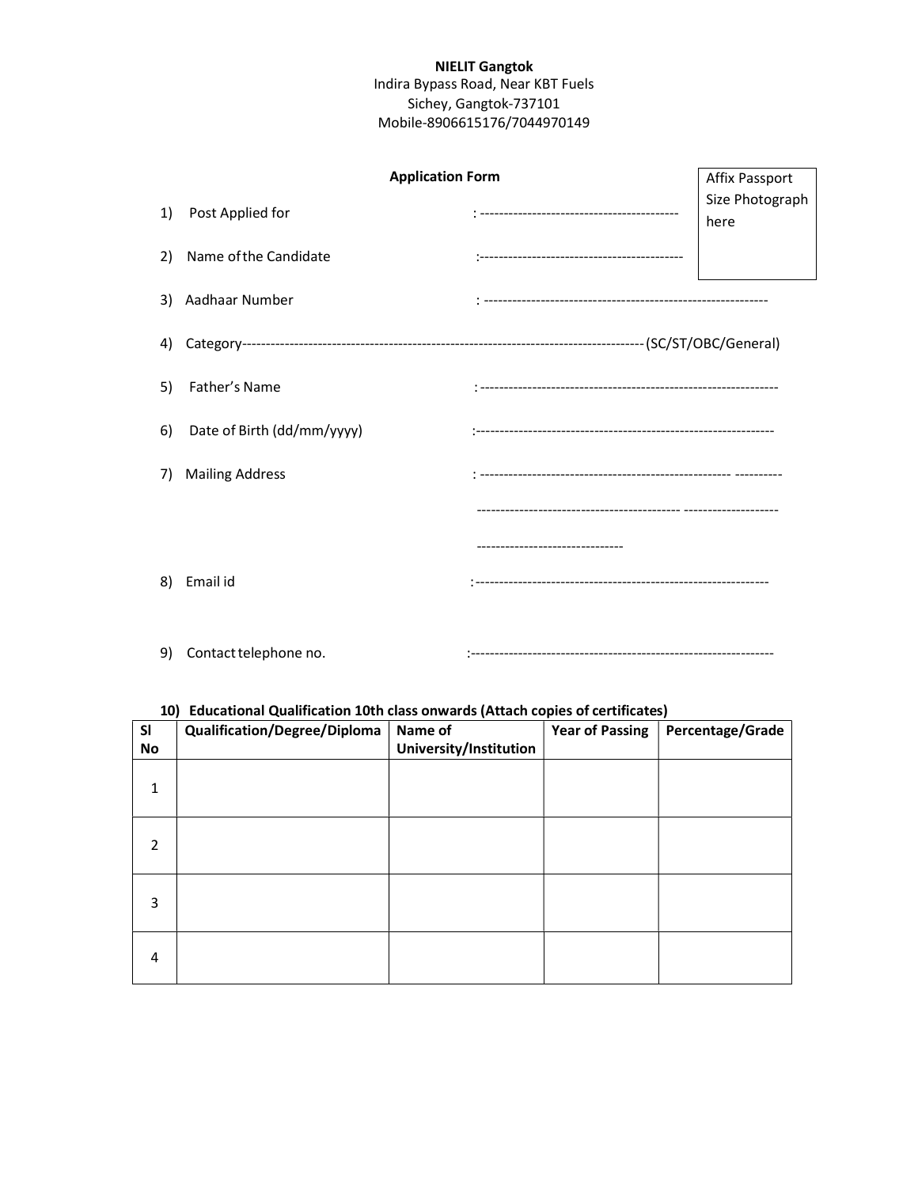**NIELIT Gangtok**
Indira Bypass Road, Near KBT Fuels
Sichey, Gangtok-737101
Mobile-8906615176/7044970149

**Application Form**

Affix Passport Size Photograph here

1) Post Applied for : -----------------------------------------

2) Name of the Candidate :-------------------------------------------

3) Aadhaar Number : -----------------------------------------------------------

4) Category-------------------------------------------------------------------------------------(SC/ST/OBC/General)

5) Father's Name : ---------------------------------------------------------------

6) Date of Birth (dd/mm/yyyy) :---------------------------------------------------------------

7) Mailing Address : ---------------------------------------------------- ----------

------------------------------------------ --------------------

-------------------------------

8) Email id :--------------------------------------------------------------

9) Contact telephone no. :----------------------------------------------------------------

**10) Educational Qualification 10th class onwards (Attach copies of certificates)**

| Sl No | Qualification/Degree/Diploma | Name of University/Institution | Year of Passing | Percentage/Grade |
|---|---|---|---|---|
| 1 | | | | |
| 2 | | | | |
| 3 | | | | |
| 4 | | | | |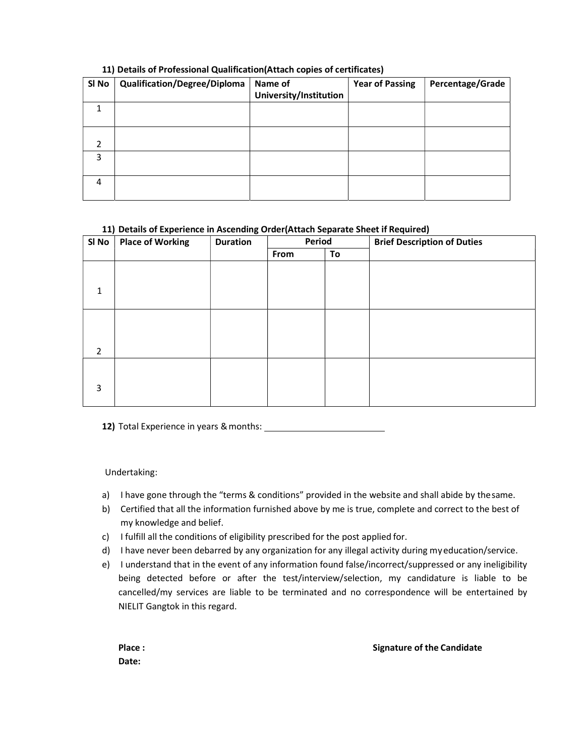**11) Details of Professional Qualification(Attach copies of certificates)**

| Sl No | Qualification/Degree/Diploma | Name of University/Institution | Year of Passing | Percentage/Grade |
|---|---|---|---|---|
| 1 | | | | |
| 2 | | | | |
| 3 | | | | |
| 4 | | | | |

**11) Details of Experience in Ascending Order(Attach Separate Sheet if Required)**

| Sl No | Place of Working | Duration | Period | | Brief Description of Duties |
|---|---|---|---|---|---|
| | | | From | To | |
| 1 | | | | | |
| 2 | | | | | |
| 3 | | | | | |

**12)** Total Experience in years & months: ________________________

Undertaking:

a) I have gone through the "terms & conditions" provided in the website and shall abide by the same.

b) Certified that all the information furnished above by me is true, complete and correct to the best of my knowledge and belief.

c) I fulfill all the conditions of eligibility prescribed for the post applied for.

d) I have never been debarred by any organization for any illegal activity during my education/service.

e) I understand that in the event of any information found false/incorrect/suppressed or any ineligibility being detected before or after the test/interview/selection, my candidature is liable to be cancelled/my services are liable to be terminated and no correspondence will be entertained by NIELIT Gangtok in this regard.

**Place :**

**Date:**

**Signature of the Candidate**